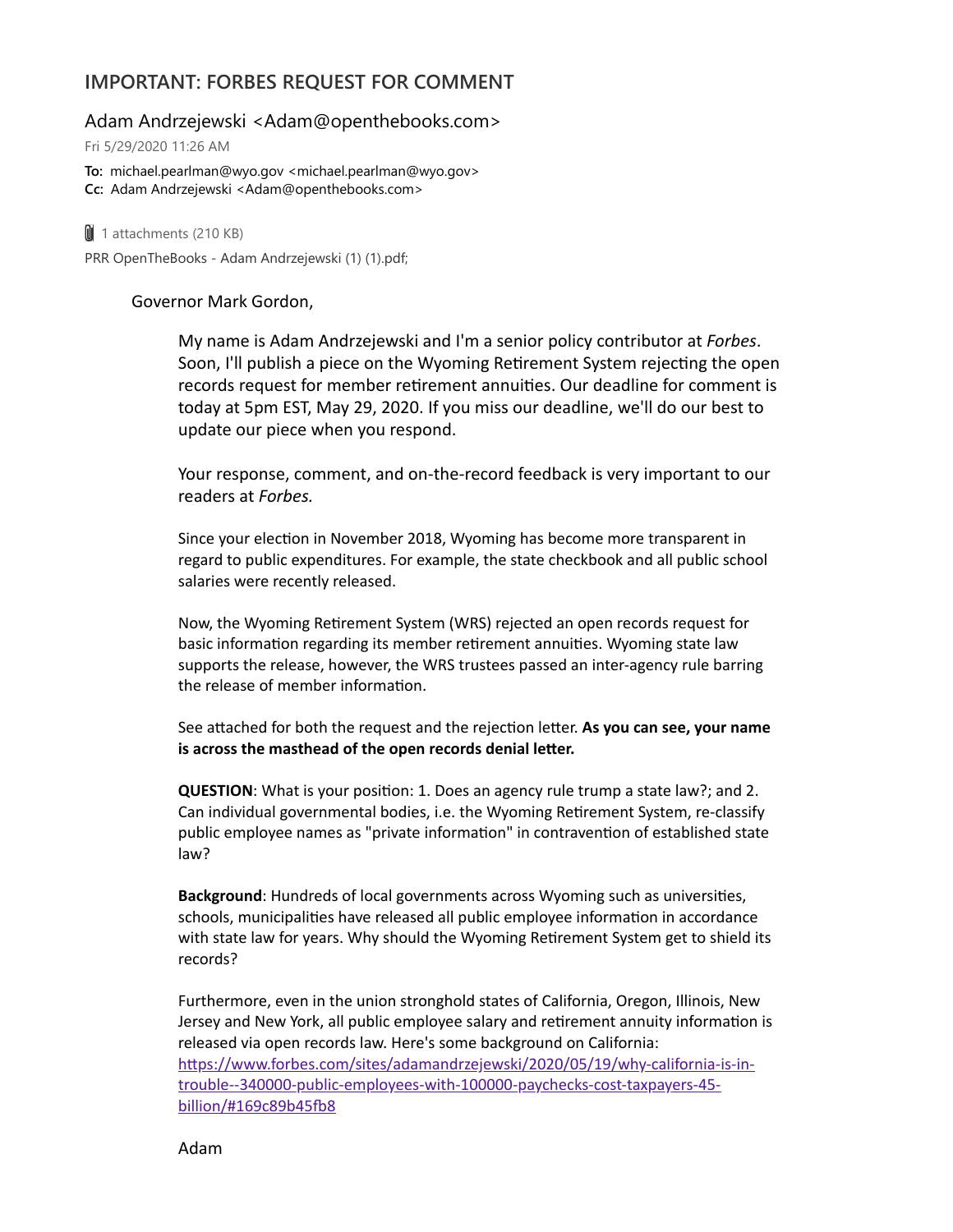# IMPORTANT: FORBES REQUEST FOR COMMENT

Adam Andrzejewski <Adam@openthebooks.com>

Fri 5/29/2020 11:26 AM

**To:** michael.pearlman@wyo.gov <michael.pearlman@wyo.gov>
**Cc:** Adam Andrzejewski <Adam@openthebooks.com>

1 attachments (210 KB)

PRR OpenTheBooks - Adam Andrzejewski (1) (1).pdf;

Governor Mark Gordon,

My name is Adam Andrzejewski and I'm a senior policy contributor at *Forbes*. Soon, I'll publish a piece on the Wyoming Retirement System rejecting the open records request for member retirement annuities. Our deadline for comment is today at 5pm EST, May 29, 2020. If you miss our deadline, we'll do our best to update our piece when you respond.

Your response, comment, and on-the-record feedback is very important to our readers at *Forbes.*

Since your election in November 2018, Wyoming has become more transparent in regard to public expenditures. For example, the state checkbook and all public school salaries were recently released.

Now, the Wyoming Retirement System (WRS) rejected an open records request for basic information regarding its member retirement annuities. Wyoming state law supports the release, however, the WRS trustees passed an inter-agency rule barring the release of member information.

See attached for both the request and the rejection letter. **As you can see, your name is across the masthead of the open records denial letter.**

**QUESTION**: What is your position: 1. Does an agency rule trump a state law?; and 2. Can individual governmental bodies, i.e. the Wyoming Retirement System, re-classify public employee names as "private information" in contravention of established state law?

**Background**: Hundreds of local governments across Wyoming such as universities, schools, municipalities have released all public employee information in accordance with state law for years. Why should the Wyoming Retirement System get to shield its records?

Furthermore, even in the union stronghold states of California, Oregon, Illinois, New Jersey and New York, all public employee salary and retirement annuity information is released via open records law. Here's some background on California: https://www.forbes.com/sites/adamandrzejewski/2020/05/19/why-california-is-in-trouble--340000-public-employees-with-100000-paychecks-cost-taxpayers-45-billion/#169c89b45fb8

Adam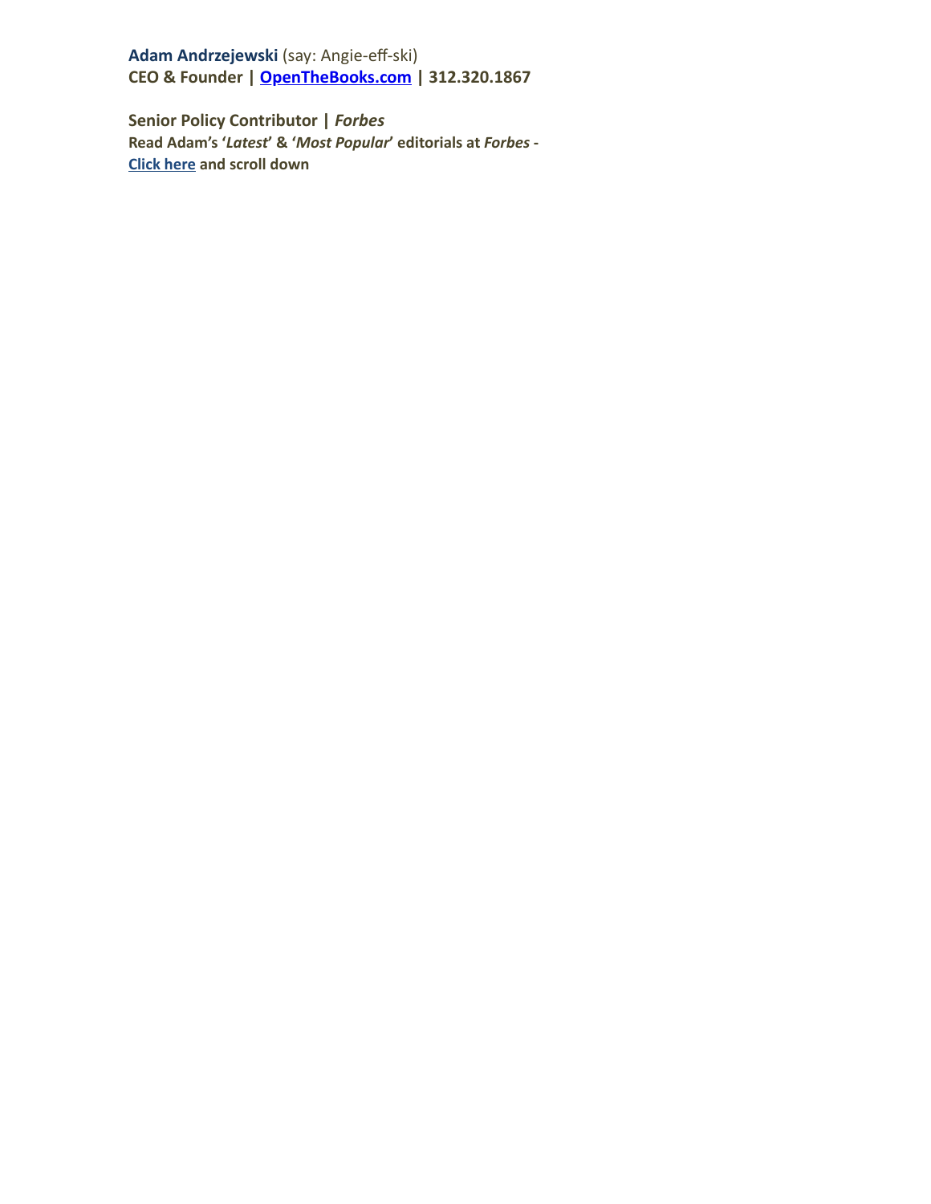**Adam Andrzejewski** (say: Angie-eff-ski)
**CEO & Founder | OpenTheBooks.com | 312.320.1867**

**Senior Policy Contributor | *Forbes***
**Read Adam's '*Latest*' & '*Most Popular*' editorials at *Forbes* -**
**Click here and scroll down**